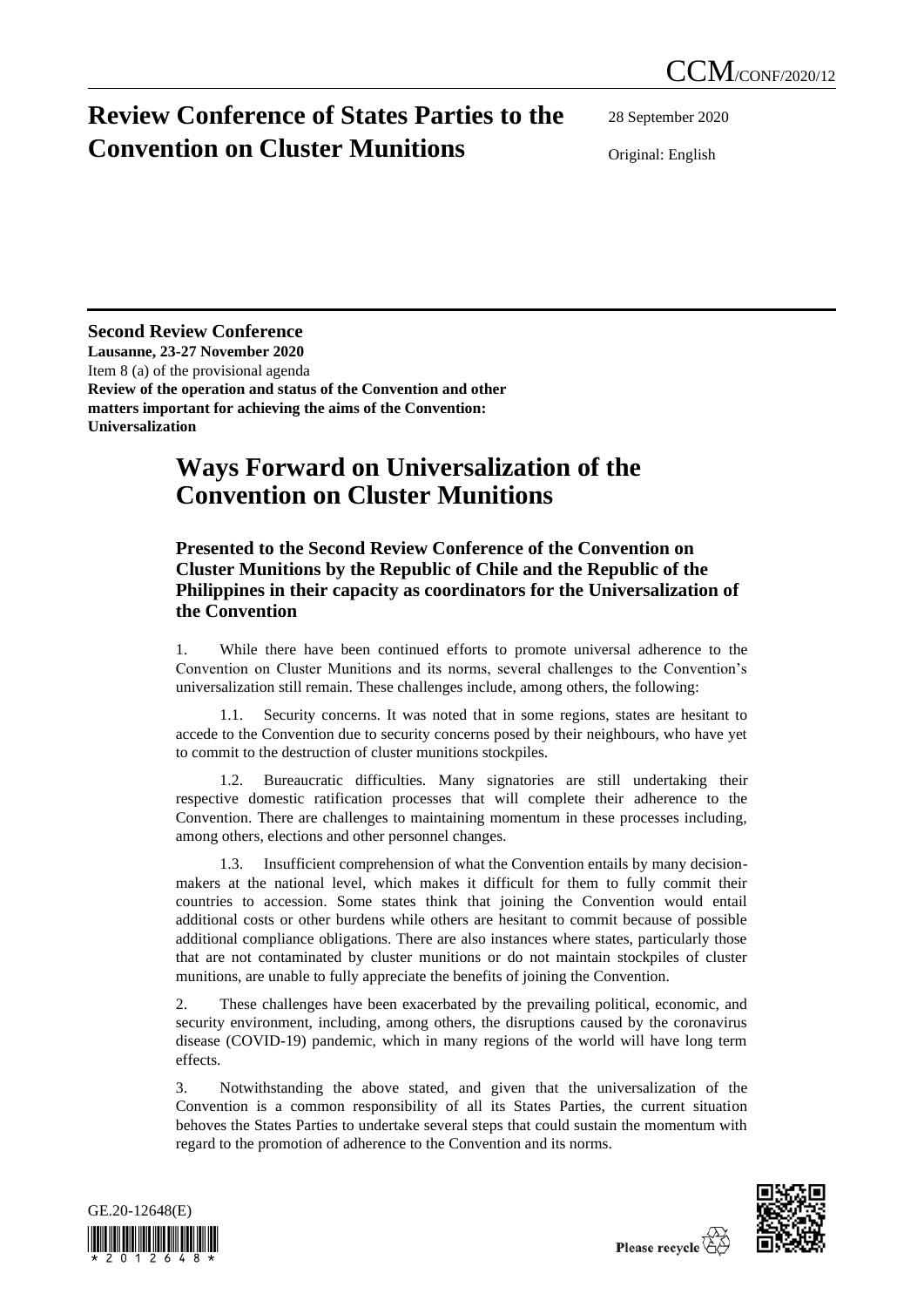# Review Conference of States Parties to the Convention on Cluster Munitions

28 September 2020

Original: English

**Second Review Conference**
**Lausanne, 23-27 November 2020**
Item 8 (a) of the provisional agenda
**Review of the operation and status of the Convention and other matters important for achieving the aims of the Convention: Universalization**

## Ways Forward on Universalization of the Convention on Cluster Munitions

### Presented to the Second Review Conference of the Convention on Cluster Munitions by the Republic of Chile and the Republic of the Philippines in their capacity as coordinators for the Universalization of the Convention

1. While there have been continued efforts to promote universal adherence to the Convention on Cluster Munitions and its norms, several challenges to the Convention's universalization still remain. These challenges include, among others, the following:

1.1. Security concerns. It was noted that in some regions, states are hesitant to accede to the Convention due to security concerns posed by their neighbours, who have yet to commit to the destruction of cluster munitions stockpiles.

1.2. Bureaucratic difficulties. Many signatories are still undertaking their respective domestic ratification processes that will complete their adherence to the Convention. There are challenges to maintaining momentum in these processes including, among others, elections and other personnel changes.

1.3. Insufficient comprehension of what the Convention entails by many decision-makers at the national level, which makes it difficult for them to fully commit their countries to accession. Some states think that joining the Convention would entail additional costs or other burdens while others are hesitant to commit because of possible additional compliance obligations. There are also instances where states, particularly those that are not contaminated by cluster munitions or do not maintain stockpiles of cluster munitions, are unable to fully appreciate the benefits of joining the Convention.

2. These challenges have been exacerbated by the prevailing political, economic, and security environment, including, among others, the disruptions caused by the coronavirus disease (COVID-19) pandemic, which in many regions of the world will have long term effects.

3. Notwithstanding the above stated, and given that the universalization of the Convention is a common responsibility of all its States Parties, the current situation behoves the States Parties to undertake several steps that could sustain the momentum with regard to the promotion of adherence to the Convention and its norms.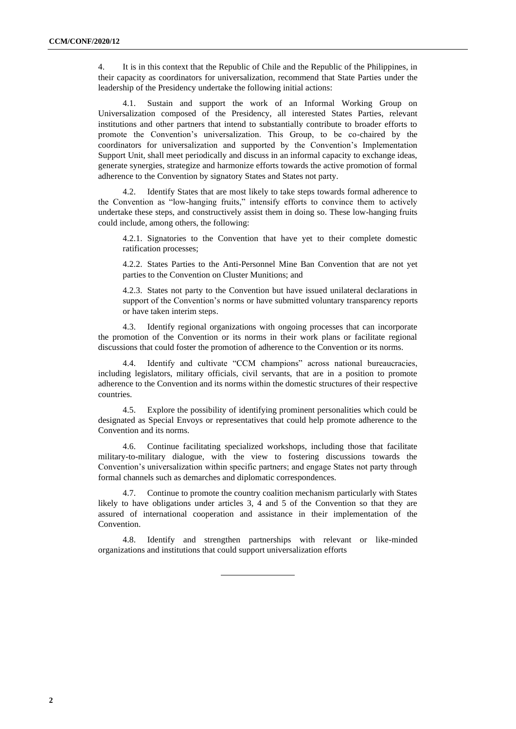4. It is in this context that the Republic of Chile and the Republic of the Philippines, in their capacity as coordinators for universalization, recommend that State Parties under the leadership of the Presidency undertake the following initial actions:

4.1. Sustain and support the work of an Informal Working Group on Universalization composed of the Presidency, all interested States Parties, relevant institutions and other partners that intend to substantially contribute to broader efforts to promote the Convention's universalization. This Group, to be co-chaired by the coordinators for universalization and supported by the Convention's Implementation Support Unit, shall meet periodically and discuss in an informal capacity to exchange ideas, generate synergies, strategize and harmonize efforts towards the active promotion of formal adherence to the Convention by signatory States and States not party.

4.2. Identify States that are most likely to take steps towards formal adherence to the Convention as "low-hanging fruits," intensify efforts to convince them to actively undertake these steps, and constructively assist them in doing so. These low-hanging fruits could include, among others, the following:

4.2.1. Signatories to the Convention that have yet to their complete domestic ratification processes;

4.2.2. States Parties to the Anti-Personnel Mine Ban Convention that are not yet parties to the Convention on Cluster Munitions; and

4.2.3. States not party to the Convention but have issued unilateral declarations in support of the Convention's norms or have submitted voluntary transparency reports or have taken interim steps.

4.3. Identify regional organizations with ongoing processes that can incorporate the promotion of the Convention or its norms in their work plans or facilitate regional discussions that could foster the promotion of adherence to the Convention or its norms.

4.4. Identify and cultivate "CCM champions" across national bureaucracies, including legislators, military officials, civil servants, that are in a position to promote adherence to the Convention and its norms within the domestic structures of their respective countries.

4.5. Explore the possibility of identifying prominent personalities which could be designated as Special Envoys or representatives that could help promote adherence to the Convention and its norms.

4.6. Continue facilitating specialized workshops, including those that facilitate military-to-military dialogue, with the view to fostering discussions towards the Convention's universalization within specific partners; and engage States not party through formal channels such as demarches and diplomatic correspondences.

4.7. Continue to promote the country coalition mechanism particularly with States likely to have obligations under articles 3, 4 and 5 of the Convention so that they are assured of international cooperation and assistance in their implementation of the Convention.

4.8. Identify and strengthen partnerships with relevant or like-minded organizations and institutions that could support universalization efforts